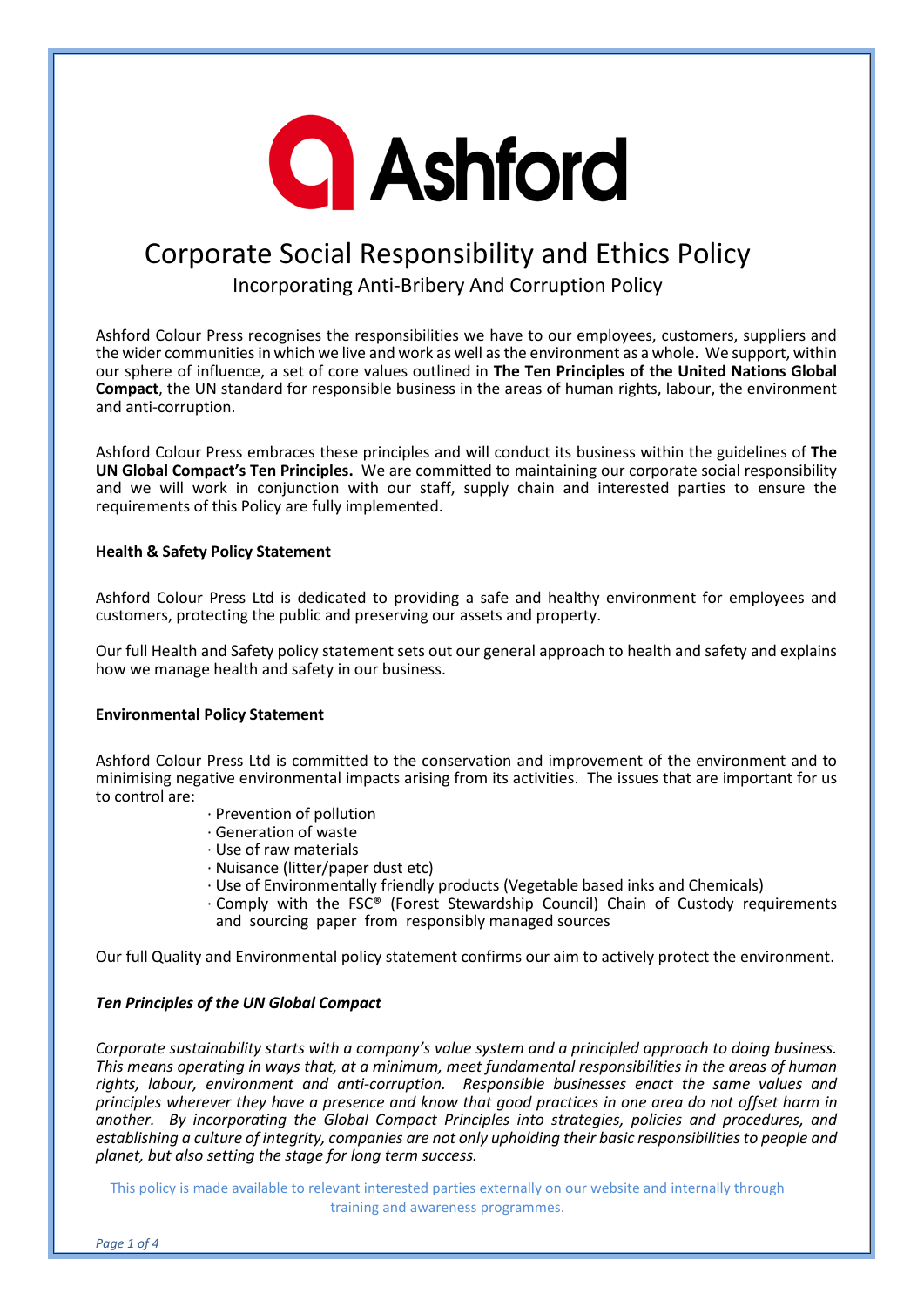Ashford

# Corporate Social Responsibility and Ethics Policy

## Incorporating Anti-Bribery And Corruption Policy

Ashford Colour Press recognises the responsibilities we have to our employees, customers, suppliers and the wider communities in which we live and work as well as the environment as a whole. We support, within our sphere of influence, a set of core values outlined in **The Ten Principles of the United Nations Global Compact**, the UN standard for responsible business in the areas of human rights, labour, the environment and anti-corruption.

Ashford Colour Press embraces these principles and will conduct its business within the guidelines of **The UN Global Compact's Ten Principles.** We are committed to maintaining our corporate social responsibility and we will work in conjunction with our staff, supply chain and interested parties to ensure the requirements of this Policy are fully implemented.

**Health & Safety Policy Statement**

Ashford Colour Press Ltd is dedicated to providing a safe and healthy environment for employees and customers, protecting the public and preserving our assets and property.

Our full Health and Safety policy statement sets out our general approach to health and safety and explains how we manage health and safety in our business.

**Environmental Policy Statement**

Ashford Colour Press Ltd is committed to the conservation and improvement of the environment and to minimising negative environmental impacts arising from its activities. The issues that are important for us to control are:

- Prevention of pollution
- Generation of waste
- Use of raw materials
- Nuisance (litter/paper dust etc)
- Use of Environmentally friendly products (Vegetable based inks and Chemicals)
- Comply with the FSC® (Forest Stewardship Council) Chain of Custody requirements and sourcing paper from responsibly managed sources

Our full Quality and Environmental policy statement confirms our aim to actively protect the environment.

***Ten Principles of the UN Global Compact***

*Corporate sustainability starts with a company's value system and a principled approach to doing business. This means operating in ways that, at a minimum, meet fundamental responsibilities in the areas of human rights, labour, environment and anti-corruption. Responsible businesses enact the same values and principles wherever they have a presence and know that good practices in one area do not offset harm in another. By incorporating the Global Compact Principles into strategies, policies and procedures, and establishing a culture of integrity, companies are not only upholding their basic responsibilities to people and planet, but also setting the stage for long term success.*

This policy is made available to relevant interested parties externally on our website and internally through training and awareness programmes.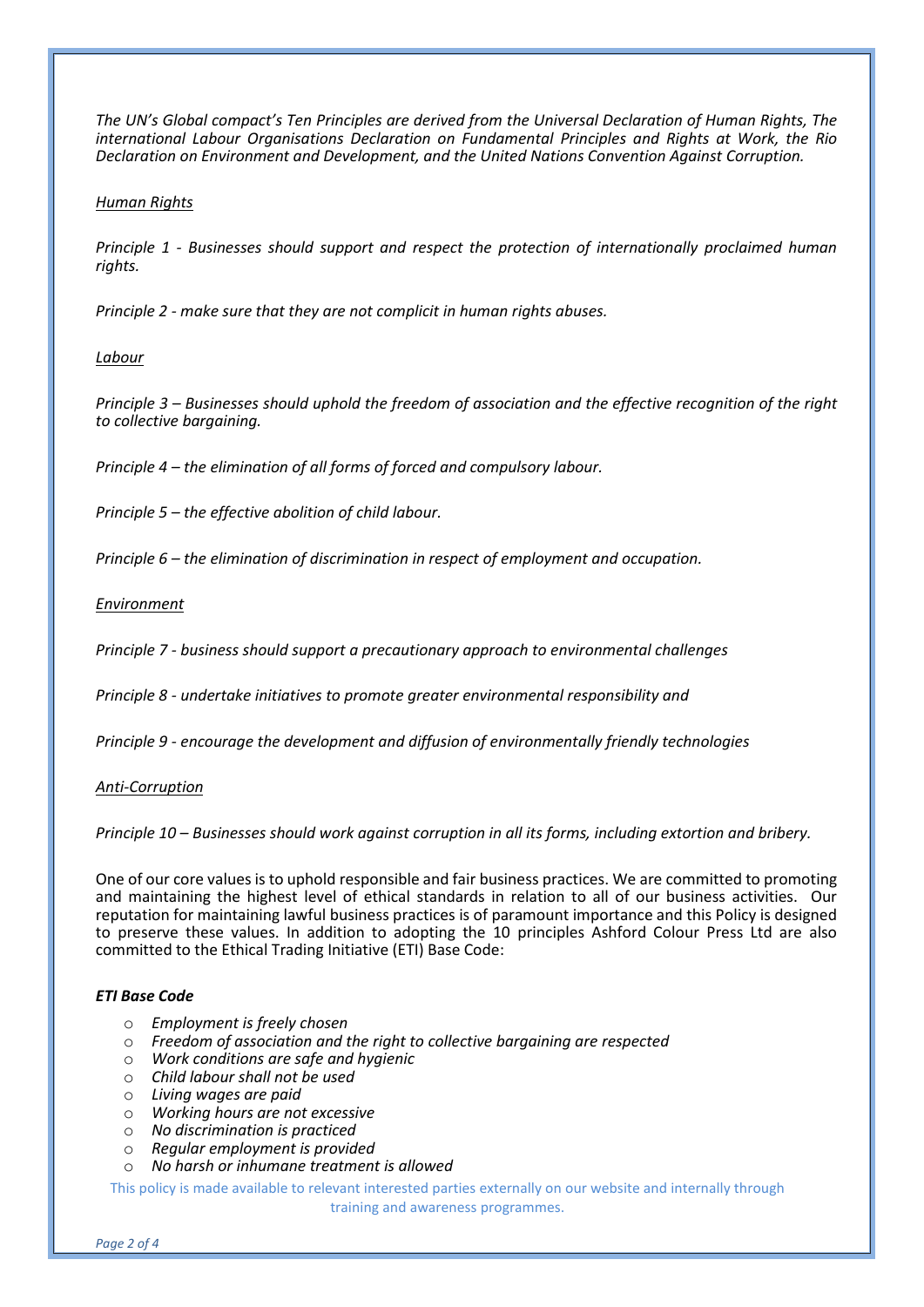*The UN's Global compact's Ten Principles are derived from the Universal Declaration of Human Rights, The international Labour Organisations Declaration on Fundamental Principles and Rights at Work, the Rio Declaration on Environment and Development, and the United Nations Convention Against Corruption.*

*Human Rights*

*Principle 1 - Businesses should support and respect the protection of internationally proclaimed human rights.*

*Principle 2 - make sure that they are not complicit in human rights abuses.*

*Labour*

*Principle 3 – Businesses should uphold the freedom of association and the effective recognition of the right to collective bargaining.*

*Principle 4 – the elimination of all forms of forced and compulsory labour.*

*Principle 5 – the effective abolition of child labour.*

*Principle 6 – the elimination of discrimination in respect of employment and occupation.*

*Environment*

*Principle 7 - business should support a precautionary approach to environmental challenges*

*Principle 8 - undertake initiatives to promote greater environmental responsibility and*

*Principle 9 - encourage the development and diffusion of environmentally friendly technologies*

*Anti-Corruption*

*Principle 10 – Businesses should work against corruption in all its forms, including extortion and bribery.*

One of our core values is to uphold responsible and fair business practices. We are committed to promoting and maintaining the highest level of ethical standards in relation to all of our business activities. Our reputation for maintaining lawful business practices is of paramount importance and this Policy is designed to preserve these values. In addition to adopting the 10 principles Ashford Colour Press Ltd are also committed to the Ethical Trading Initiative (ETI) Base Code:

***ETI Base Code***

- *Employment is freely chosen*
- *Freedom of association and the right to collective bargaining are respected*
- *Work conditions are safe and hygienic*
- *Child labour shall not be used*
- *Living wages are paid*
- *Working hours are not excessive*
- *No discrimination is practiced*
- *Regular employment is provided*
- *No harsh or inhumane treatment is allowed*

This policy is made available to relevant interested parties externally on our website and internally through training and awareness programmes.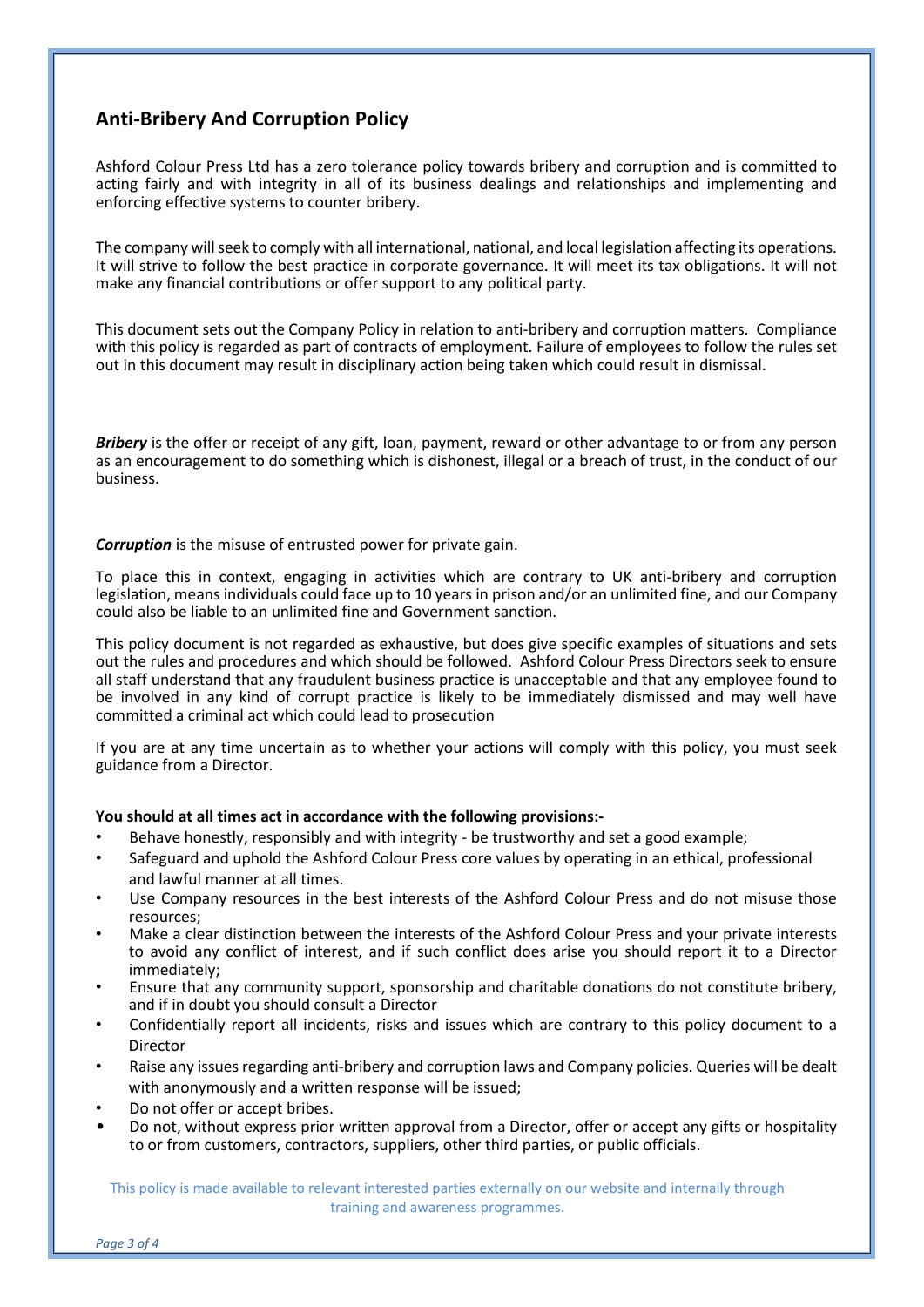## Anti-Bribery And Corruption Policy

Ashford Colour Press Ltd has a zero tolerance policy towards bribery and corruption and is committed to acting fairly and with integrity in all of its business dealings and relationships and implementing and enforcing effective systems to counter bribery.

The company will seek to comply with all international, national, and local legislation affecting its operations. It will strive to follow the best practice in corporate governance. It will meet its tax obligations. It will not make any financial contributions or offer support to any political party.

This document sets out the Company Policy in relation to anti-bribery and corruption matters. Compliance with this policy is regarded as part of contracts of employment. Failure of employees to follow the rules set out in this document may result in disciplinary action being taken which could result in dismissal.

***Bribery*** is the offer or receipt of any gift, loan, payment, reward or other advantage to or from any person as an encouragement to do something which is dishonest, illegal or a breach of trust, in the conduct of our business.

***Corruption*** is the misuse of entrusted power for private gain.

To place this in context, engaging in activities which are contrary to UK anti-bribery and corruption legislation, means individuals could face up to 10 years in prison and/or an unlimited fine, and our Company could also be liable to an unlimited fine and Government sanction.

This policy document is not regarded as exhaustive, but does give specific examples of situations and sets out the rules and procedures and which should be followed. Ashford Colour Press Directors seek to ensure all staff understand that any fraudulent business practice is unacceptable and that any employee found to be involved in any kind of corrupt practice is likely to be immediately dismissed and may well have committed a criminal act which could lead to prosecution

If you are at any time uncertain as to whether your actions will comply with this policy, you must seek guidance from a Director.

**You should at all times act in accordance with the following provisions:-**

- Behave honestly, responsibly and with integrity - be trustworthy and set a good example;
- Safeguard and uphold the Ashford Colour Press core values by operating in an ethical, professional and lawful manner at all times.
- Use Company resources in the best interests of the Ashford Colour Press and do not misuse those resources;
- Make a clear distinction between the interests of the Ashford Colour Press and your private interests to avoid any conflict of interest, and if such conflict does arise you should report it to a Director immediately;
- Ensure that any community support, sponsorship and charitable donations do not constitute bribery, and if in doubt you should consult a Director
- Confidentially report all incidents, risks and issues which are contrary to this policy document to a Director
- Raise any issues regarding anti-bribery and corruption laws and Company policies. Queries will be dealt with anonymously and a written response will be issued;
- Do not offer or accept bribes.
- Do not, without express prior written approval from a Director, offer or accept any gifts or hospitality to or from customers, contractors, suppliers, other third parties, or public officials.

This policy is made available to relevant interested parties externally on our website and internally through training and awareness programmes.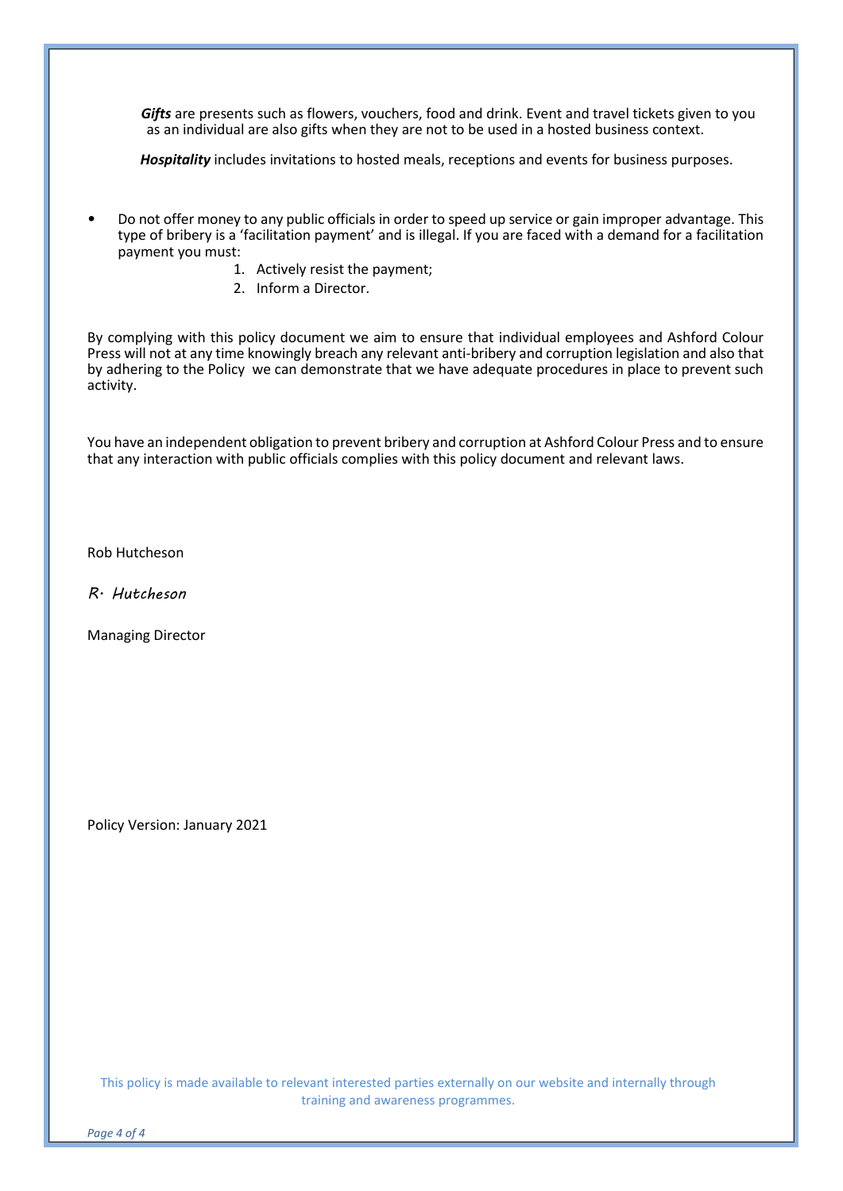***Gifts*** are presents such as flowers, vouchers, food and drink. Event and travel tickets given to you as an individual are also gifts when they are not to be used in a hosted business context.

***Hospitality*** includes invitations to hosted meals, receptions and events for business purposes.

- Do not offer money to any public officials in order to speed up service or gain improper advantage. This type of bribery is a 'facilitation payment' and is illegal. If you are faced with a demand for a facilitation payment you must:
    1. Actively resist the payment;
    2. Inform a Director.

By complying with this policy document we aim to ensure that individual employees and Ashford Colour Press will not at any time knowingly breach any relevant anti-bribery and corruption legislation and also that by adhering to the Policy we can demonstrate that we have adequate procedures in place to prevent such activity.

You have an independent obligation to prevent bribery and corruption at Ashford Colour Press and to ensure that any interaction with public officials complies with this policy document and relevant laws.

Rob Hutcheson

*R. Hutcheson*

Managing Director

Policy Version: January 2021

This policy is made available to relevant interested parties externally on our website and internally through training and awareness programmes.